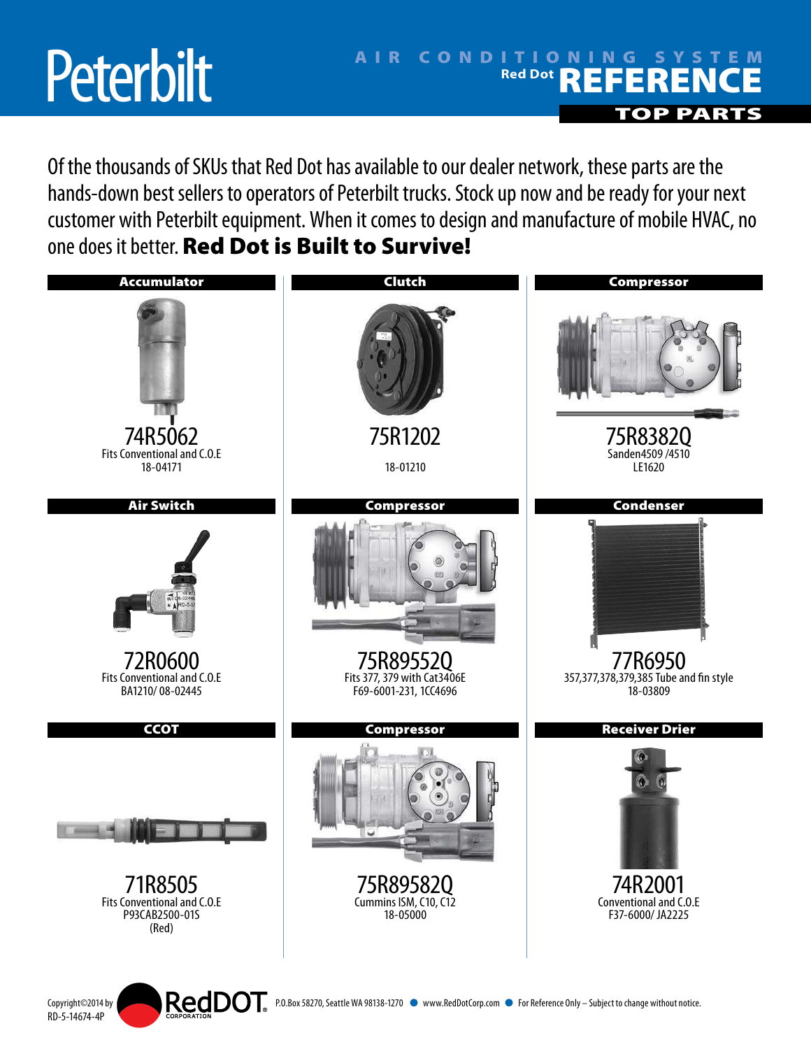# Peterbilt

## AIR CONDITIONING SYSTEM Red Dot REFERENCE

### TOP PARTS

Of the thousands of SKUs that Red Dot has available to our dealer network, these parts are the hands-down best sellers to operators of Peterbilt trucks. Stock up now and be ready for your next customer with Peterbilt equipment. When it comes to design and manufacture of mobile HVAC, no one does it better. **Red Dot is Built to Survive!**

#### Accumulator

**74R5062**
Fits Conventional and C.O.E
18-04171

#### Clutch

**75R1202**
18-01210

#### Compressor

**75R8382Q**
Sanden4509 /4510
LE1620

#### Air Switch

**72R0600**
Fits Conventional and C.O.E
BA1210/ 08-02445

#### Compressor

**75R89552Q**
Fits 377, 379 with Cat3406E
F69-6001-231, 1CC4696

#### Condenser

**77R6950**
357,377,378,379,385 Tube and fin style
18-03809

#### CCOT

**71R8505**
Fits Conventional and C.O.E
P93CAB2500-01S
(Red)

#### Compressor

**75R89582Q**
Cummins ISM, C10, C12
18-05000

#### Receiver Drier

**74R2001**
Conventional and C.O.E
F37-6000/ JA2225

Copyright©2014 by RedDOT CORPORATION
RD-5-14674-4P

P.O.Box 58270, Seattle WA 98138-1270 ● www.RedDotCorp.com ● For Reference Only – Subject to change without notice.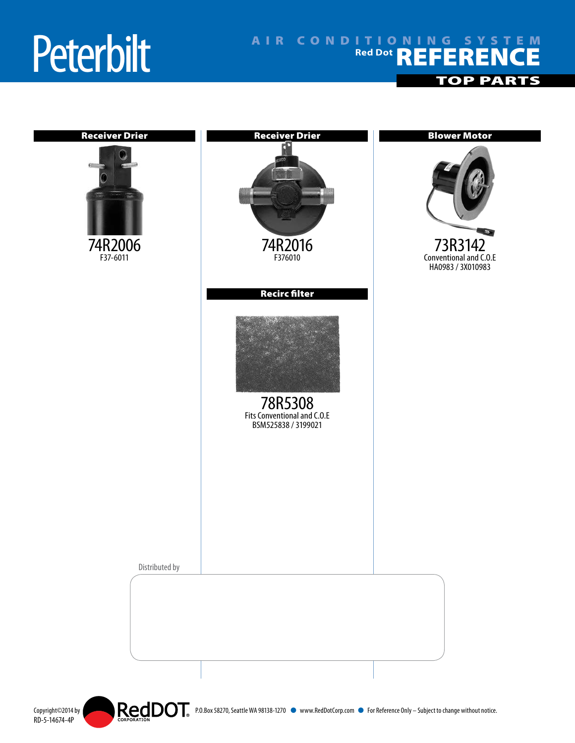# Peterbilt

AIR CONDITIONING SYSTEM

Red Dot **REFERENCE**

**TOP PARTS**

### Receiver Drier

74R2006
F37-6011

### Receiver Drier

74R2016
F376010

### Recirc filter

78R5308
Fits Conventional and C.O.E
BSM525838 / 3199021

### Blower Motor

73R3142
Conventional and C.O.E
HA0983 / 3X010983

Distributed by

Copyright©2014 by RedDOT CORPORATION
RD-5-14674-4P

P.O.Box 58270, Seattle WA 98138-1270 ● www.RedDotCorp.com ● For Reference Only – Subject to change without notice.